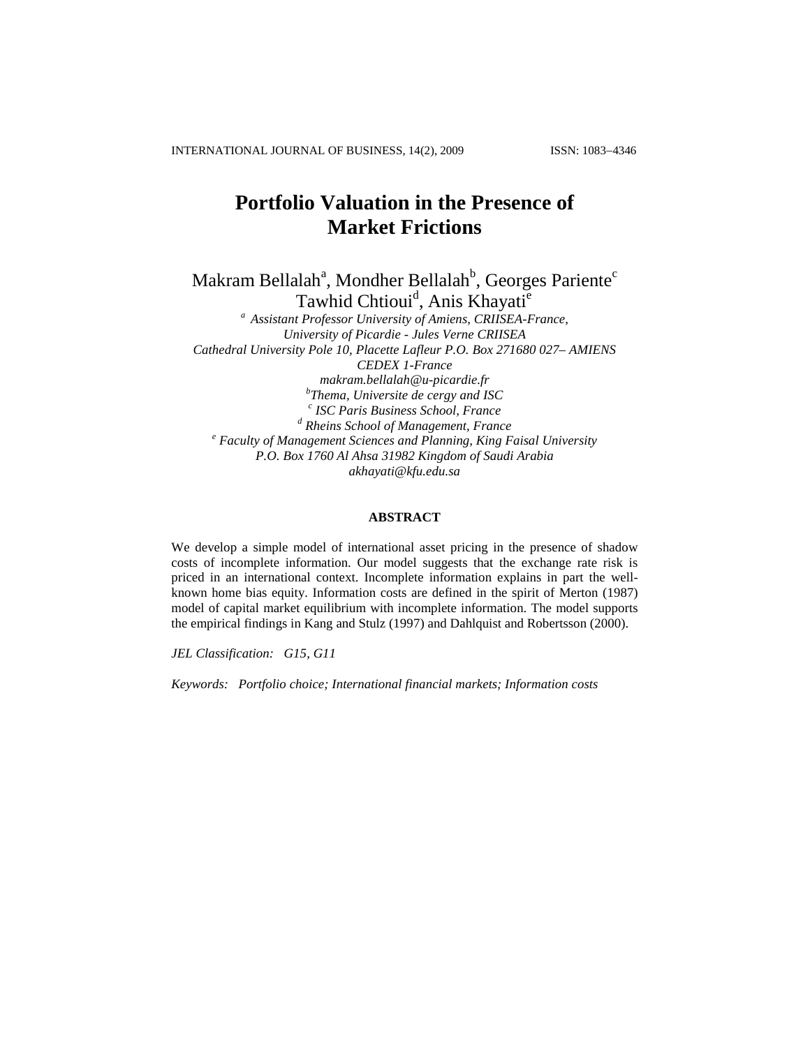# Portfolio Valuation in the Presence of Market Frictions

Makram Bellalah[a], Mondher Bellalah[b], Georges Pariente[c]
Tawhid Chtioui[d], Anis Khayati[e]

*[a] Assistant Professor University of Amiens, CRIISEA-France, University of Picardie - Jules Verne CRIISEA*
*Cathedral University Pole 10, Placette Lafleur P.O. Box 271680 027– AMIENS CEDEX 1-France*
*makram.bellalah@u-picardie.fr*
*[b] Thema, Universite de cergy and ISC*
*[c] ISC Paris Business School, France*
*[d] Rheins School of Management, France*
*[e] Faculty of Management Sciences and Planning, King Faisal University*
*P.O. Box 1760 Al Ahsa 31982 Kingdom of Saudi Arabia*
*akhayati@kfu.edu.sa*

## ABSTRACT

We develop a simple model of international asset pricing in the presence of shadow costs of incomplete information. Our model suggests that the exchange rate risk is priced in an international context. Incomplete information explains in part the well-known home bias equity. Information costs are defined in the spirit of Merton (1987) model of capital market equilibrium with incomplete information. The model supports the empirical findings in Kang and Stulz (1997) and Dahlquist and Robertsson (2000).

*JEL Classification:* *G15, G11*

*Keywords:* *Portfolio choice; International financial markets; Information costs*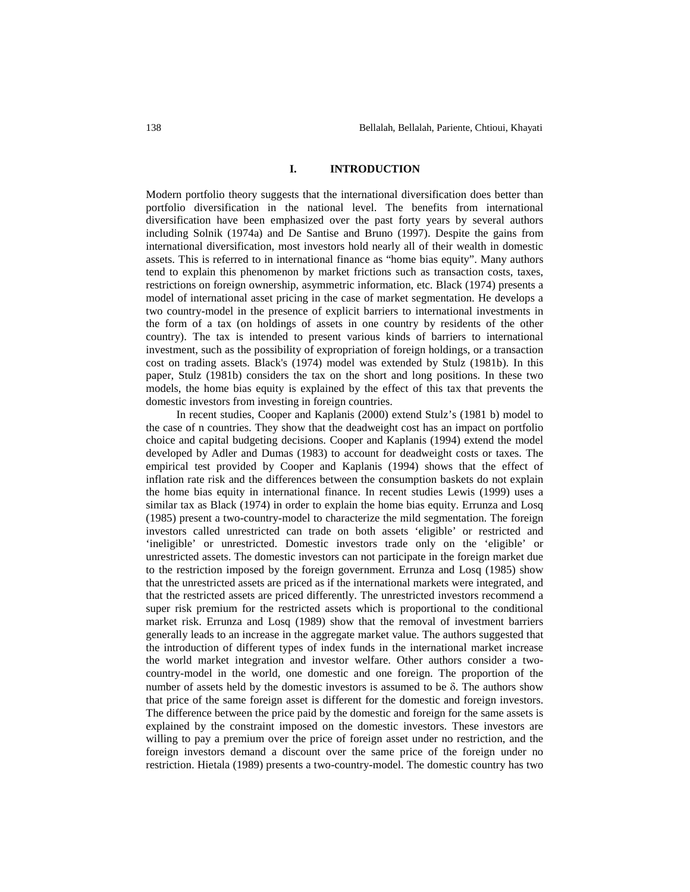# I. INTRODUCTION

Modern portfolio theory suggests that the international diversification does better than portfolio diversification in the national level. The benefits from international diversification have been emphasized over the past forty years by several authors including Solnik (1974a) and De Santise and Bruno (1997). Despite the gains from international diversification, most investors hold nearly all of their wealth in domestic assets. This is referred to in international finance as "home bias equity". Many authors tend to explain this phenomenon by market frictions such as transaction costs, taxes, restrictions on foreign ownership, asymmetric information, etc. Black (1974) presents a model of international asset pricing in the case of market segmentation. He develops a two country-model in the presence of explicit barriers to international investments in the form of a tax (on holdings of assets in one country by residents of the other country). The tax is intended to present various kinds of barriers to international investment, such as the possibility of expropriation of foreign holdings, or a transaction cost on trading assets. Black's (1974) model was extended by Stulz (1981b). In this paper, Stulz (1981b) considers the tax on the short and long positions. In these two models, the home bias equity is explained by the effect of this tax that prevents the domestic investors from investing in foreign countries.

In recent studies, Cooper and Kaplanis (2000) extend Stulz's (1981 b) model to the case of n countries. They show that the deadweight cost has an impact on portfolio choice and capital budgeting decisions. Cooper and Kaplanis (1994) extend the model developed by Adler and Dumas (1983) to account for deadweight costs or taxes. The empirical test provided by Cooper and Kaplanis (1994) shows that the effect of inflation rate risk and the differences between the consumption baskets do not explain the home bias equity in international finance. In recent studies Lewis (1999) uses a similar tax as Black (1974) in order to explain the home bias equity. Errunza and Losq (1985) present a two-country-model to characterize the mild segmentation. The foreign investors called unrestricted can trade on both assets 'eligible' or restricted and 'ineligible' or unrestricted. Domestic investors trade only on the 'eligible' or unrestricted assets. The domestic investors can not participate in the foreign market due to the restriction imposed by the foreign government. Errunza and Losq (1985) show that the unrestricted assets are priced as if the international markets were integrated, and that the restricted assets are priced differently. The unrestricted investors recommend a super risk premium for the restricted assets which is proportional to the conditional market risk. Errunza and Losq (1989) show that the removal of investment barriers generally leads to an increase in the aggregate market value. The authors suggested that the introduction of different types of index funds in the international market increase the world market integration and investor welfare. Other authors consider a two-country-model in the world, one domestic and one foreign. The proportion of the number of assets held by the domestic investors is assumed to be $\delta$. The authors show that price of the same foreign asset is different for the domestic and foreign investors. The difference between the price paid by the domestic and foreign for the same assets is explained by the constraint imposed on the domestic investors. These investors are willing to pay a premium over the price of foreign asset under no restriction, and the foreign investors demand a discount over the same price of the foreign under no restriction. Hietala (1989) presents a two-country-model. The domestic country has two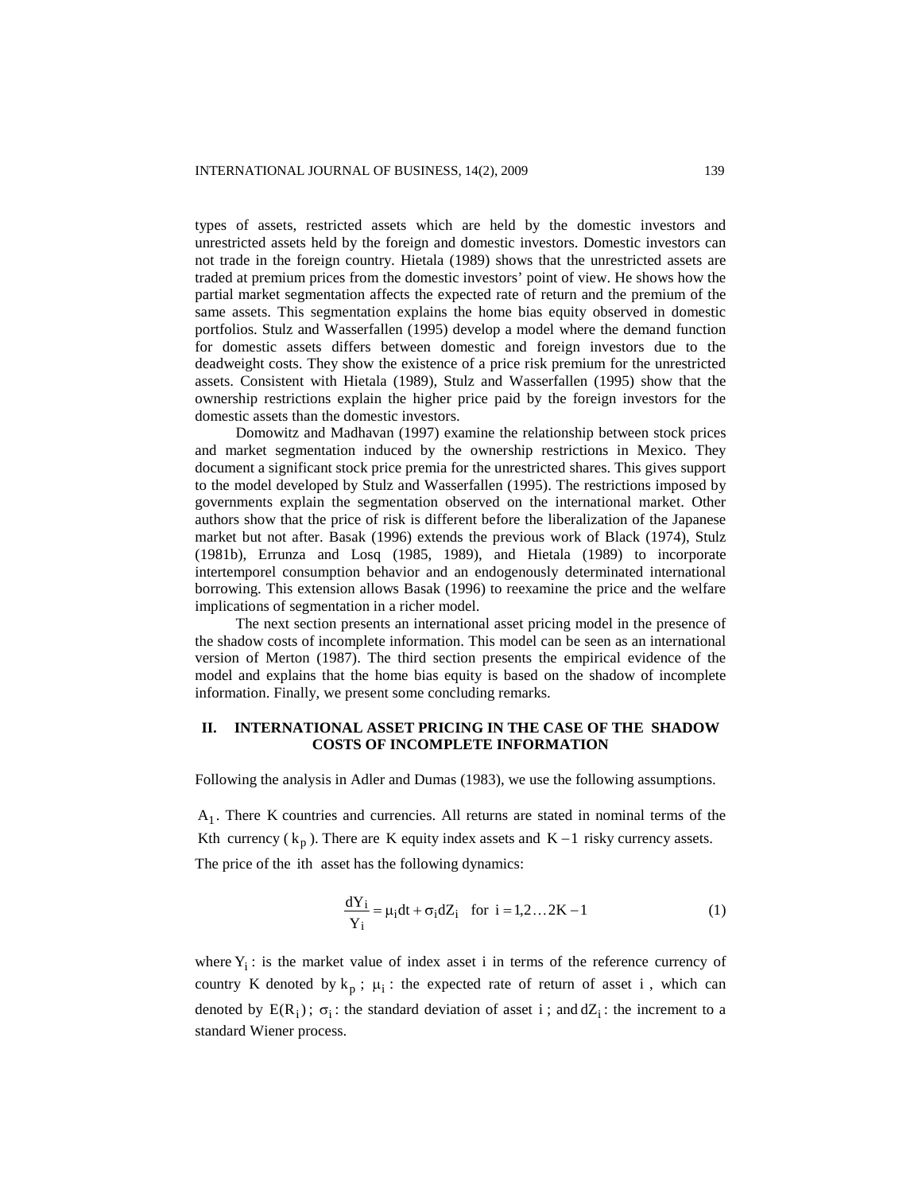types of assets, restricted assets which are held by the domestic investors and unrestricted assets held by the foreign and domestic investors. Domestic investors can not trade in the foreign country. Hietala (1989) shows that the unrestricted assets are traded at premium prices from the domestic investors' point of view. He shows how the partial market segmentation affects the expected rate of return and the premium of the same assets. This segmentation explains the home bias equity observed in domestic portfolios. Stulz and Wasserfallen (1995) develop a model where the demand function for domestic assets differs between domestic and foreign investors due to the deadweight costs. They show the existence of a price risk premium for the unrestricted assets. Consistent with Hietala (1989), Stulz and Wasserfallen (1995) show that the ownership restrictions explain the higher price paid by the foreign investors for the domestic assets than the domestic investors.

Domowitz and Madhavan (1997) examine the relationship between stock prices and market segmentation induced by the ownership restrictions in Mexico. They document a significant stock price premia for the unrestricted shares. This gives support to the model developed by Stulz and Wasserfallen (1995). The restrictions imposed by governments explain the segmentation observed on the international market. Other authors show that the price of risk is different before the liberalization of the Japanese market but not after. Basak (1996) extends the previous work of Black (1974), Stulz (1981b), Errunza and Losq (1985, 1989), and Hietala (1989) to incorporate intertemporel consumption behavior and an endogenously determinated international borrowing. This extension allows Basak (1996) to reexamine the price and the welfare implications of segmentation in a richer model.

The next section presents an international asset pricing model in the presence of the shadow costs of incomplete information. This model can be seen as an international version of Merton (1987). The third section presents the empirical evidence of the model and explains that the home bias equity is based on the shadow of incomplete information. Finally, we present some concluding remarks.

## II. INTERNATIONAL ASSET PRICING IN THE CASE OF THE SHADOW COSTS OF INCOMPLETE INFORMATION

Following the analysis in Adler and Dumas (1983), we use the following assumptions.

$A_1$. There K countries and currencies. All returns are stated in nominal terms of the Kth currency ($k_p$). There are K equity index assets and $K-1$ risky currency assets. The price of the ith asset has the following dynamics:

$$\frac{dY_i}{Y_i} = \mu_i dt + \sigma_i dZ_i \quad \text{for } i = 1, 2 \ldots 2K-1 \tag{1}$$

where $Y_i$ : is the market value of index asset i in terms of the reference currency of country K denoted by $k_p$ ; $\mu_i$ : the expected rate of return of asset i , which can denoted by $E(R_i)$ ; $\sigma_i$ : the standard deviation of asset i ; and $dZ_i$ : the increment to a standard Wiener process.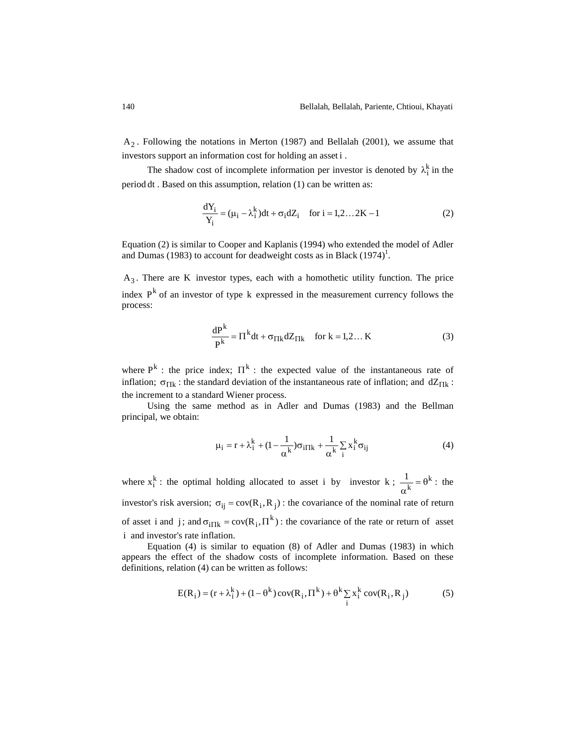$A_2$. Following the notations in Merton (1987) and Bellalah (2001), we assume that investors support an information cost for holding an asset $i$.

The shadow cost of incomplete information per investor is denoted by $\lambda_i^k$ in the period $dt$. Based on this assumption, relation (1) can be written as:

$$\frac{dY_i}{Y_i} = (\mu_i - \lambda_i^k)dt + \sigma_i dZ_i \quad \text{for } i = 1,2 \ldots 2K - 1 \tag{2}$$

Equation (2) is similar to Cooper and Kaplanis (1994) who extended the model of Adler and Dumas (1983) to account for deadweight costs as in Black (1974)[1].

$A_3$. There are $K$ investor types, each with a homothetic utility function. The price index $P^k$ of an investor of type $k$ expressed in the measurement currency follows the process:

$$\frac{dP^k}{P^k} = \Pi^k dt + \sigma_{\Pi k} dZ_{\Pi k} \quad \text{for } k = 1,2 \ldots K \tag{3}$$

where $P^k$ : the price index; $\Pi^k$ : the expected value of the instantaneous rate of inflation; $\sigma_{\Pi k}$ : the standard deviation of the instantaneous rate of inflation; and $dZ_{\Pi k}$ : the increment to a standard Wiener process.

Using the same method as in Adler and Dumas (1983) and the Bellman principal, we obtain:

$$\mu_i = r + \lambda_i^k + (1 - \frac{1}{\alpha^k})\sigma_{i\Pi k} + \frac{1}{\alpha^k}\sum_i x_i^k \sigma_{ij} \tag{4}$$

where $x_i^k$ : the optimal holding allocated to asset $i$ by investor $k$ ; $\frac{1}{\alpha^k} = \theta^k$ : the investor's risk aversion; $\sigma_{ij} = \text{cov}(R_i, R_j)$ : the covariance of the nominal rate of return of asset $i$ and $j$; and $\sigma_{i\Pi k} = \text{cov}(R_i, \Pi^k)$ : the covariance of the rate or return of asset $i$ and investor's rate inflation.

Equation (4) is similar to equation (8) of Adler and Dumas (1983) in which appears the effect of the shadow costs of incomplete information. Based on these definitions, relation (4) can be written as follows:

$$E(R_i) = (r + \lambda_i^k) + (1 - \theta^k)\,\text{cov}(R_i, \Pi^k) + \theta^k \sum_i x_i^k\, \text{cov}(R_i, R_j) \tag{5}$$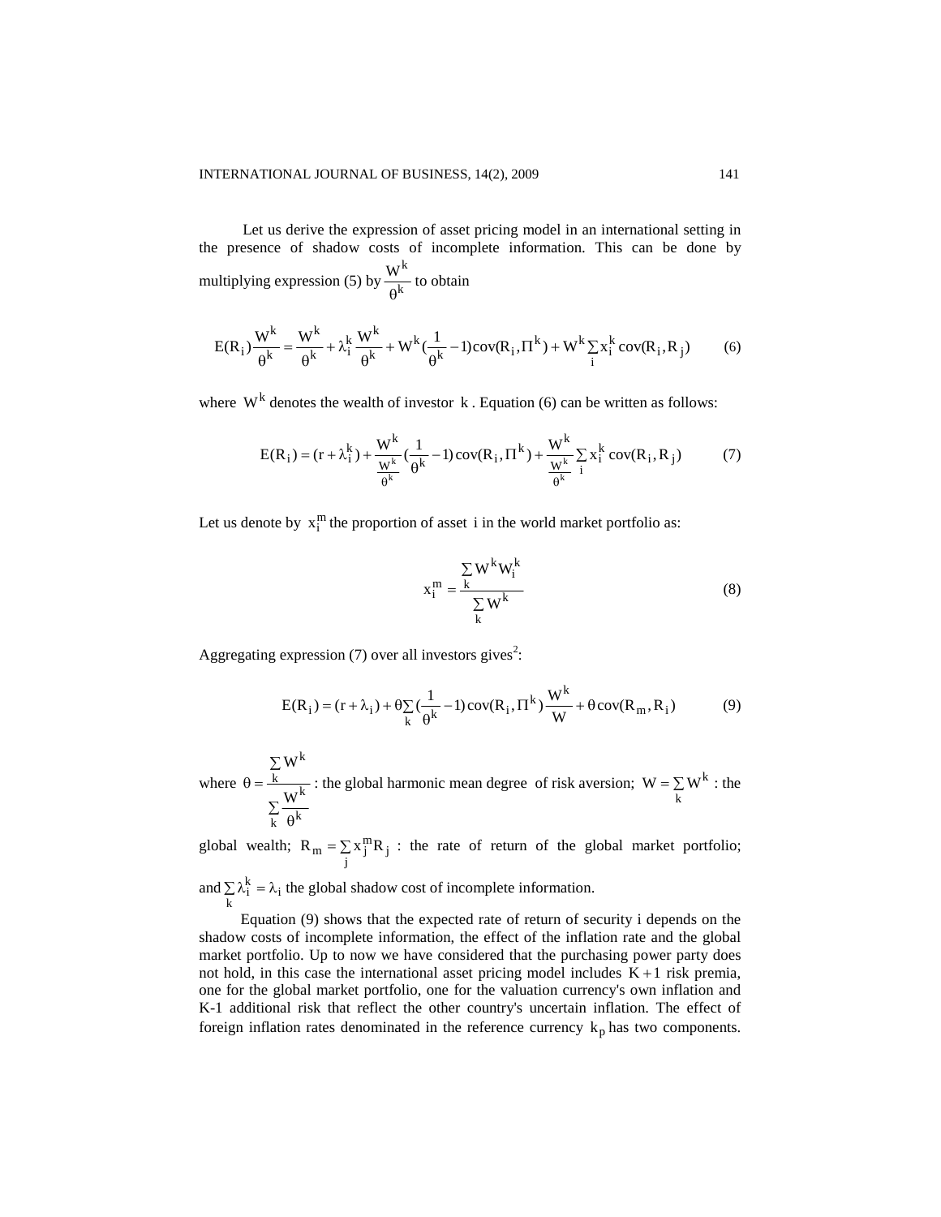Let us derive the expression of asset pricing model in an international setting in the presence of shadow costs of incomplete information. This can be done by multiplying expression (5) by $\frac{W^k}{\theta^k}$ to obtain

$$E(R_i)\frac{W^k}{\theta^k} = \frac{W^k}{\theta^k} + \lambda_i^k \frac{W^k}{\theta^k} + W^k(\frac{1}{\theta^k} - 1)\text{cov}(R_i, \Pi^k) + W^k \sum_i x_i^k \text{cov}(R_i, R_j) \qquad (6)$$

where $W^k$ denotes the wealth of investor $k$. Equation (6) can be written as follows:

$$E(R_i) = (r + \lambda_i^k) + \frac{W^k}{\frac{W^k}{\theta^k}}(\frac{1}{\theta^k} - 1)\text{cov}(R_i, \Pi^k) + \frac{W^k}{\frac{W^k}{\theta^k}} \sum_i x_i^k \text{cov}(R_i, R_j) \qquad (7)$$

Let us denote by $x_i^m$ the proportion of asset $i$ in the world market portfolio as:

$$x_i^m = \frac{\sum_k W^k W_i^k}{\sum_k W^k} \qquad (8)$$

Aggregating expression (7) over all investors gives[2]:

$$E(R_i) = (r + \lambda_i) + \theta \sum_k (\frac{1}{\theta^k} - 1)\text{cov}(R_i, \Pi^k)\frac{W^k}{W} + \theta\,\text{cov}(R_m, R_i) \qquad (9)$$

where $\theta = \frac{\sum_k W^k}{\sum_k \frac{W^k}{\theta^k}}$ : the global harmonic mean degree of risk aversion; $W = \sum_k W^k$ : the global wealth; $R_m = \sum_j x_j^m R_j$ : the rate of return of the global market portfolio; and $\sum_k \lambda_i^k = \lambda_i$ the global shadow cost of incomplete information.

Equation (9) shows that the expected rate of return of security i depends on the shadow costs of incomplete information, the effect of the inflation rate and the global market portfolio. Up to now we have considered that the purchasing power party does not hold, in this case the international asset pricing model includes $K+1$ risk premia, one for the global market portfolio, one for the valuation currency's own inflation and K-1 additional risk that reflect the other country's uncertain inflation. The effect of foreign inflation rates denominated in the reference currency $k_p$ has two components.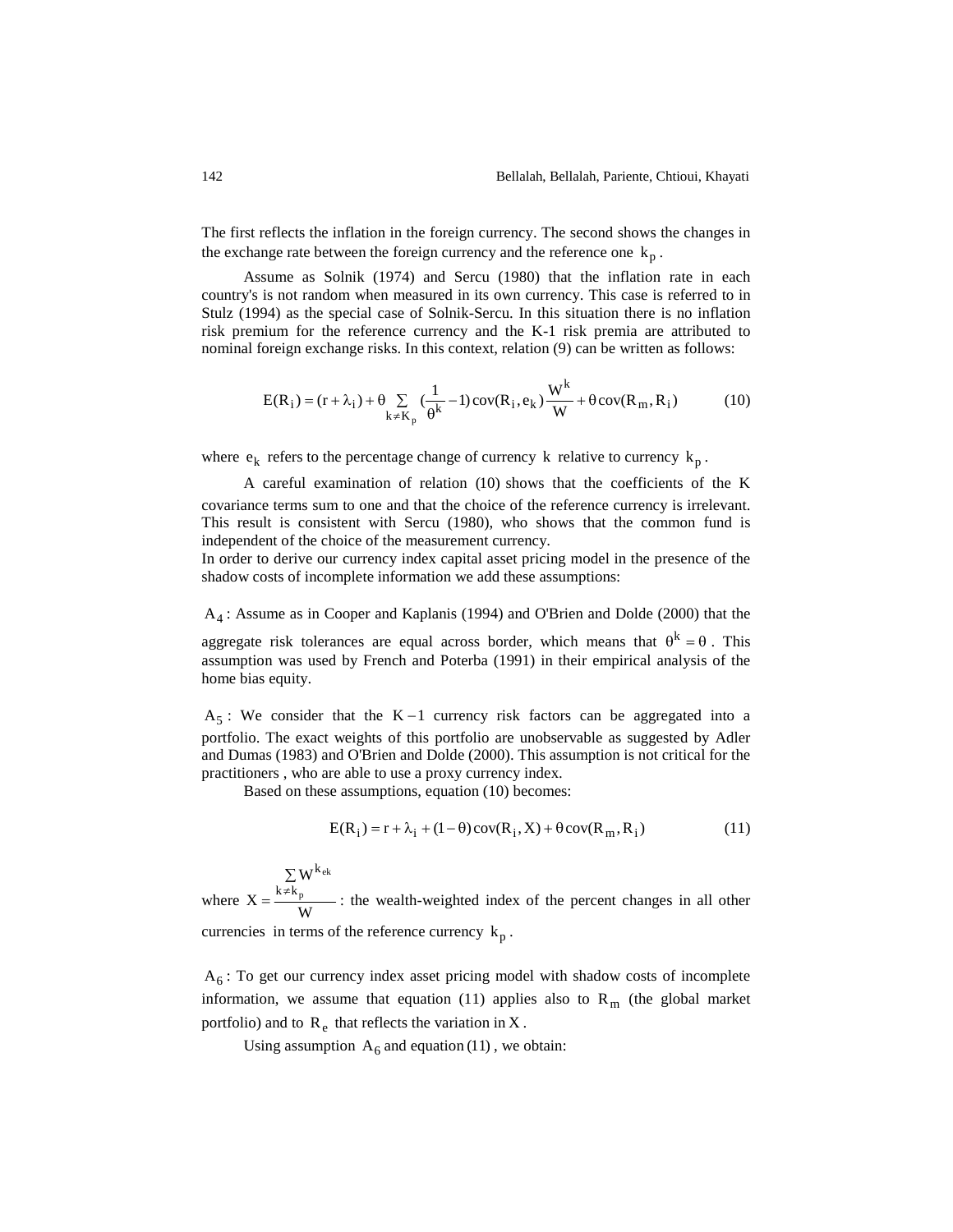The first reflects the inflation in the foreign currency. The second shows the changes in the exchange rate between the foreign currency and the reference one $k_p$.

Assume as Solnik (1974) and Sercu (1980) that the inflation rate in each country's is not random when measured in its own currency. This case is referred to in Stulz (1994) as the special case of Solnik-Sercu. In this situation there is no inflation risk premium for the reference currency and the K-1 risk premia are attributed to nominal foreign exchange risks. In this context, relation (9) can be written as follows:

$$E(R_i) = (r + \lambda_i) + \theta \sum_{k \neq K_p} (\frac{1}{\theta^k} - 1) \operatorname{cov}(R_i, e_k) \frac{W^k}{W} + \theta \operatorname{cov}(R_m, R_i) \tag{10}$$

where $e_k$ refers to the percentage change of currency $k$ relative to currency $k_p$.

A careful examination of relation (10) shows that the coefficients of the K covariance terms sum to one and that the choice of the reference currency is irrelevant. This result is consistent with Sercu (1980), who shows that the common fund is independent of the choice of the measurement currency.
In order to derive our currency index capital asset pricing model in the presence of the shadow costs of incomplete information we add these assumptions:

$A_4$ : Assume as in Cooper and Kaplanis (1994) and O'Brien and Dolde (2000) that the aggregate risk tolerances are equal across border, which means that $\theta^k = \theta$. This assumption was used by French and Poterba (1991) in their empirical analysis of the home bias equity.

$A_5$ : We consider that the $K-1$ currency risk factors can be aggregated into a portfolio. The exact weights of this portfolio are unobservable as suggested by Adler and Dumas (1983) and O'Brien and Dolde (2000). This assumption is not critical for the practitioners , who are able to use a proxy currency index.

Based on these assumptions, equation (10) becomes:

$$E(R_i) = r + \lambda_i + (1-\theta) \operatorname{cov}(R_i, X) + \theta \operatorname{cov}(R_m, R_i) \tag{11}$$

where $X = \frac{\sum_{k \neq k_p} W^{k_{ek}}}{W}$ : the wealth-weighted index of the percent changes in all other currencies in terms of the reference currency $k_p$.

$A_6$ : To get our currency index asset pricing model with shadow costs of incomplete information, we assume that equation (11) applies also to $R_m$ (the global market portfolio) and to $R_e$ that reflects the variation in $X$.

Using assumption $A_6$ and equation (11), we obtain: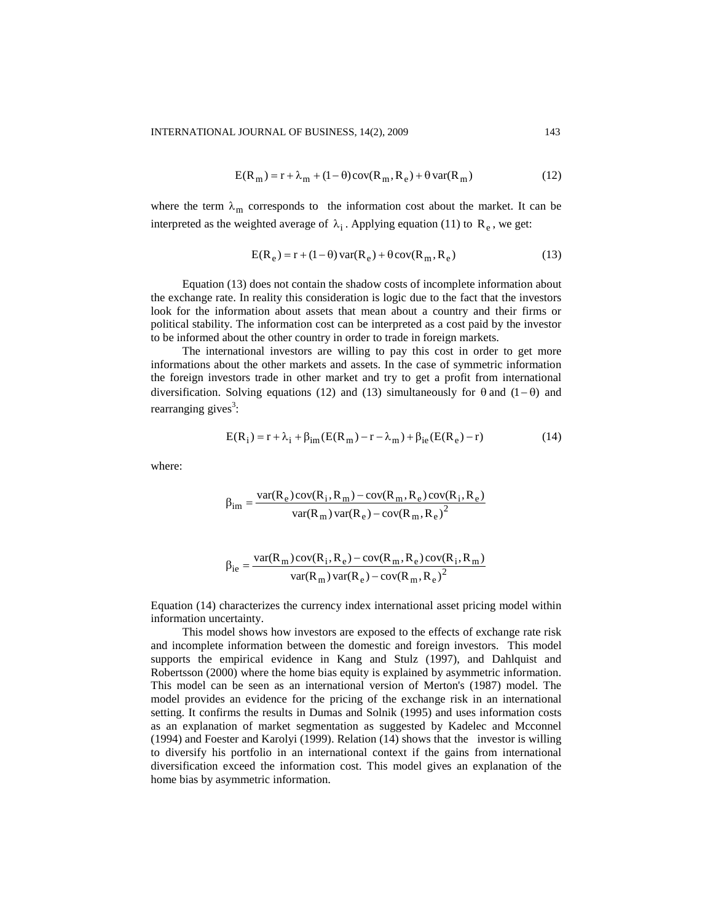$$E(R_m) = r + \lambda_m + (1-\theta)\operatorname{cov}(R_m, R_e) + \theta \operatorname{var}(R_m) \tag{12}$$

where the term $\lambda_m$ corresponds to the information cost about the market. It can be interpreted as the weighted average of $\lambda_i$. Applying equation (11) to $R_e$, we get:

$$E(R_e) = r + (1-\theta)\operatorname{var}(R_e) + \theta \operatorname{cov}(R_m, R_e) \tag{13}$$

Equation (13) does not contain the shadow costs of incomplete information about the exchange rate. In reality this consideration is logic due to the fact that the investors look for the information about assets that mean about a country and their firms or political stability. The information cost can be interpreted as a cost paid by the investor to be informed about the other country in order to trade in foreign markets.

The international investors are willing to pay this cost in order to get more informations about the other markets and assets. In the case of symmetric information the foreign investors trade in other market and try to get a profit from international diversification. Solving equations (12) and (13) simultaneously for $\theta$ and $(1-\theta)$ and rearranging gives[3]:

$$E(R_i) = r + \lambda_i + \beta_{im}(E(R_m) - r - \lambda_m) + \beta_{ie}(E(R_e) - r) \tag{14}$$

where:

$$\beta_{im} = \frac{\operatorname{var}(R_e)\operatorname{cov}(R_i, R_m) - \operatorname{cov}(R_m, R_e)\operatorname{cov}(R_i, R_e)}{\operatorname{var}(R_m)\operatorname{var}(R_e) - \operatorname{cov}(R_m, R_e)^2}$$

$$\beta_{ie} = \frac{\operatorname{var}(R_m)\operatorname{cov}(R_i, R_e) - \operatorname{cov}(R_m, R_e)\operatorname{cov}(R_i, R_m)}{\operatorname{var}(R_m)\operatorname{var}(R_e) - \operatorname{cov}(R_m, R_e)^2}$$

Equation (14) characterizes the currency index international asset pricing model within information uncertainty.

This model shows how investors are exposed to the effects of exchange rate risk and incomplete information between the domestic and foreign investors. This model supports the empirical evidence in Kang and Stulz (1997), and Dahlquist and Robertsson (2000) where the home bias equity is explained by asymmetric information. This model can be seen as an international version of Merton's (1987) model. The model provides an evidence for the pricing of the exchange risk in an international setting. It confirms the results in Dumas and Solnik (1995) and uses information costs as an explanation of market segmentation as suggested by Kadelec and Mcconnel (1994) and Foester and Karolyi (1999). Relation (14) shows that the investor is willing to diversify his portfolio in an international context if the gains from international diversification exceed the information cost. This model gives an explanation of the home bias by asymmetric information.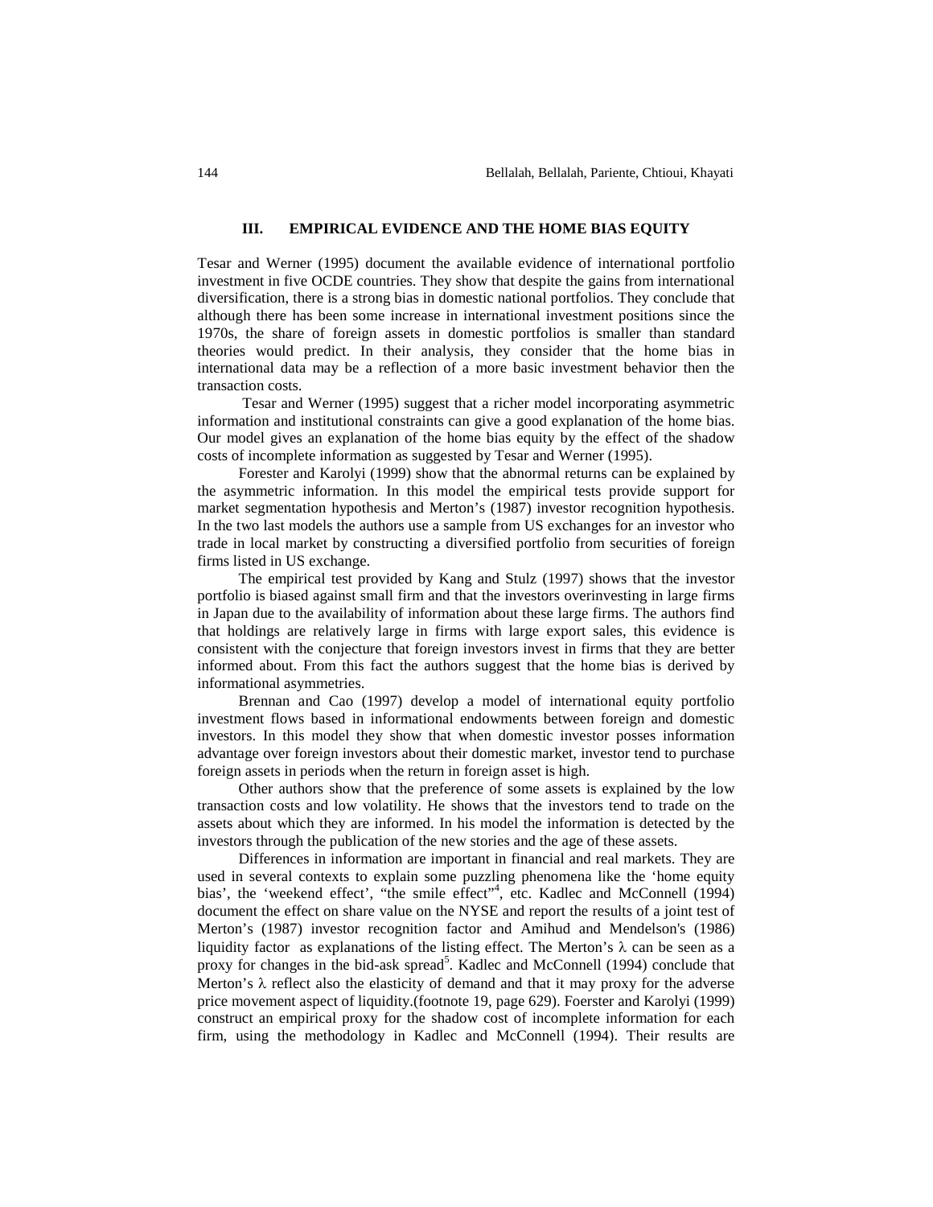## III. EMPIRICAL EVIDENCE AND THE HOME BIAS EQUITY

Tesar and Werner (1995) document the available evidence of international portfolio investment in five OCDE countries. They show that despite the gains from international diversification, there is a strong bias in domestic national portfolios. They conclude that although there has been some increase in international investment positions since the 1970s, the share of foreign assets in domestic portfolios is smaller than standard theories would predict. In their analysis, they consider that the home bias in international data may be a reflection of a more basic investment behavior then the transaction costs.

Tesar and Werner (1995) suggest that a richer model incorporating asymmetric information and institutional constraints can give a good explanation of the home bias. Our model gives an explanation of the home bias equity by the effect of the shadow costs of incomplete information as suggested by Tesar and Werner (1995).

Forester and Karolyi (1999) show that the abnormal returns can be explained by the asymmetric information. In this model the empirical tests provide support for market segmentation hypothesis and Merton's (1987) investor recognition hypothesis. In the two last models the authors use a sample from US exchanges for an investor who trade in local market by constructing a diversified portfolio from securities of foreign firms listed in US exchange.

The empirical test provided by Kang and Stulz (1997) shows that the investor portfolio is biased against small firm and that the investors overinvesting in large firms in Japan due to the availability of information about these large firms. The authors find that holdings are relatively large in firms with large export sales, this evidence is consistent with the conjecture that foreign investors invest in firms that they are better informed about. From this fact the authors suggest that the home bias is derived by informational asymmetries.

Brennan and Cao (1997) develop a model of international equity portfolio investment flows based in informational endowments between foreign and domestic investors. In this model they show that when domestic investor posses information advantage over foreign investors about their domestic market, investor tend to purchase foreign assets in periods when the return in foreign asset is high.

Other authors show that the preference of some assets is explained by the low transaction costs and low volatility. He shows that the investors tend to trade on the assets about which they are informed. In his model the information is detected by the investors through the publication of the new stories and the age of these assets.

Differences in information are important in financial and real markets. They are used in several contexts to explain some puzzling phenomena like the 'home equity bias', the 'weekend effect', "the smile effect"[4], etc. Kadlec and McConnell (1994) document the effect on share value on the NYSE and report the results of a joint test of Merton's (1987) investor recognition factor and Amihud and Mendelson's (1986) liquidity factor as explanations of the listing effect. The Merton's $\lambda$ can be seen as a proxy for changes in the bid-ask spread[5]. Kadlec and McConnell (1994) conclude that Merton's $\lambda$ reflect also the elasticity of demand and that it may proxy for the adverse price movement aspect of liquidity.(footnote 19, page 629). Foerster and Karolyi (1999) construct an empirical proxy for the shadow cost of incomplete information for each firm, using the methodology in Kadlec and McConnell (1994). Their results are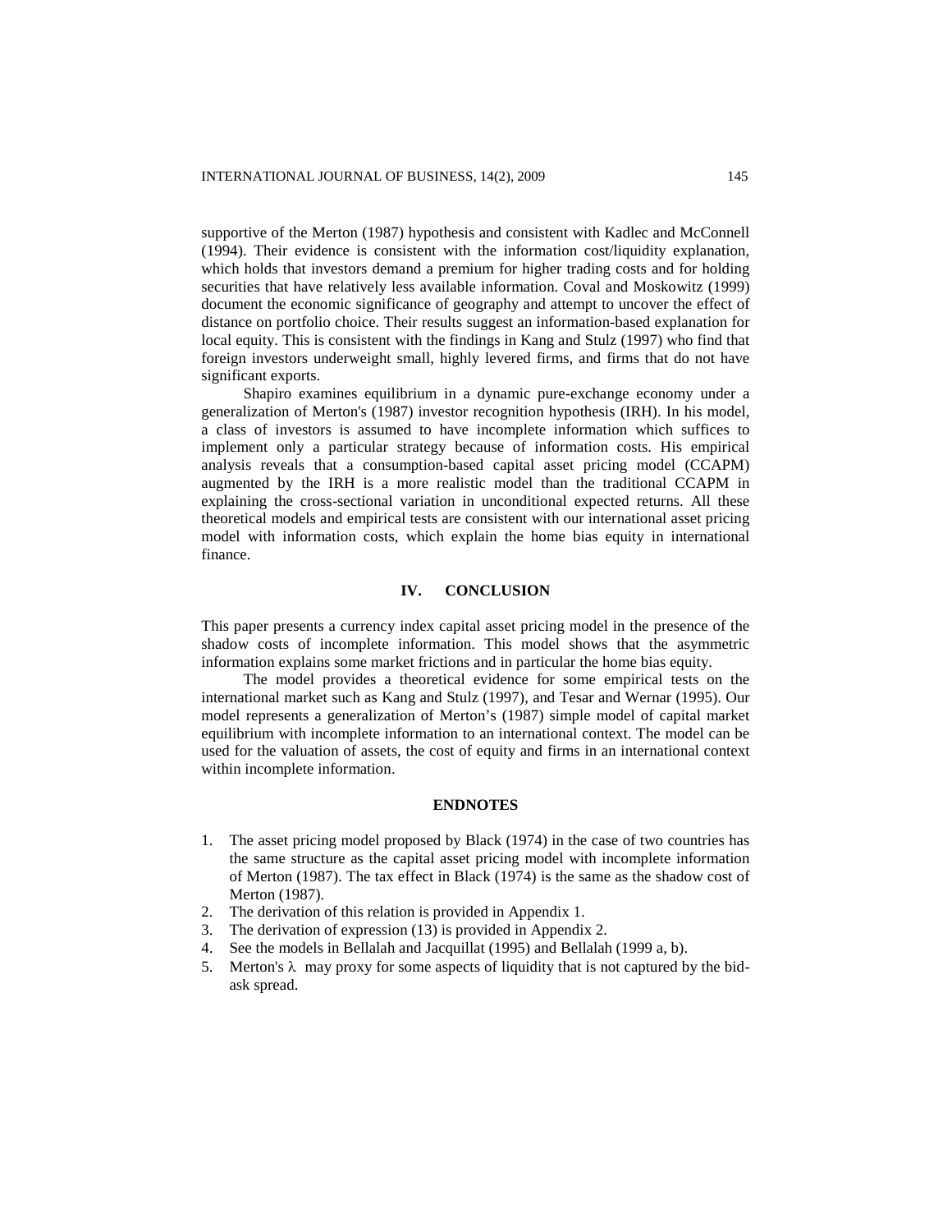supportive of the Merton (1987) hypothesis and consistent with Kadlec and McConnell (1994). Their evidence is consistent with the information cost/liquidity explanation, which holds that investors demand a premium for higher trading costs and for holding securities that have relatively less available information. Coval and Moskowitz (1999) document the economic significance of geography and attempt to uncover the effect of distance on portfolio choice. Their results suggest an information-based explanation for local equity. This is consistent with the findings in Kang and Stulz (1997) who find that foreign investors underweight small, highly levered firms, and firms that do not have significant exports.

Shapiro examines equilibrium in a dynamic pure-exchange economy under a generalization of Merton's (1987) investor recognition hypothesis (IRH). In his model, a class of investors is assumed to have incomplete information which suffices to implement only a particular strategy because of information costs. His empirical analysis reveals that a consumption-based capital asset pricing model (CCAPM) augmented by the IRH is a more realistic model than the traditional CCAPM in explaining the cross-sectional variation in unconditional expected returns. All these theoretical models and empirical tests are consistent with our international asset pricing model with information costs, which explain the home bias equity in international finance.

## IV. CONCLUSION

This paper presents a currency index capital asset pricing model in the presence of the shadow costs of incomplete information. This model shows that the asymmetric information explains some market frictions and in particular the home bias equity.

The model provides a theoretical evidence for some empirical tests on the international market such as Kang and Stulz (1997), and Tesar and Wernar (1995). Our model represents a generalization of Merton's (1987) simple model of capital market equilibrium with incomplete information to an international context. The model can be used for the valuation of assets, the cost of equity and firms in an international context within incomplete information.

## ENDNOTES

1. The asset pricing model proposed by Black (1974) in the case of two countries has the same structure as the capital asset pricing model with incomplete information of Merton (1987). The tax effect in Black (1974) is the same as the shadow cost of Merton (1987).
2. The derivation of this relation is provided in Appendix 1.
3. The derivation of expression (13) is provided in Appendix 2.
4. See the models in Bellalah and Jacquillat (1995) and Bellalah (1999 a, b).
5. Merton's $\lambda$ may proxy for some aspects of liquidity that is not captured by the bid-ask spread.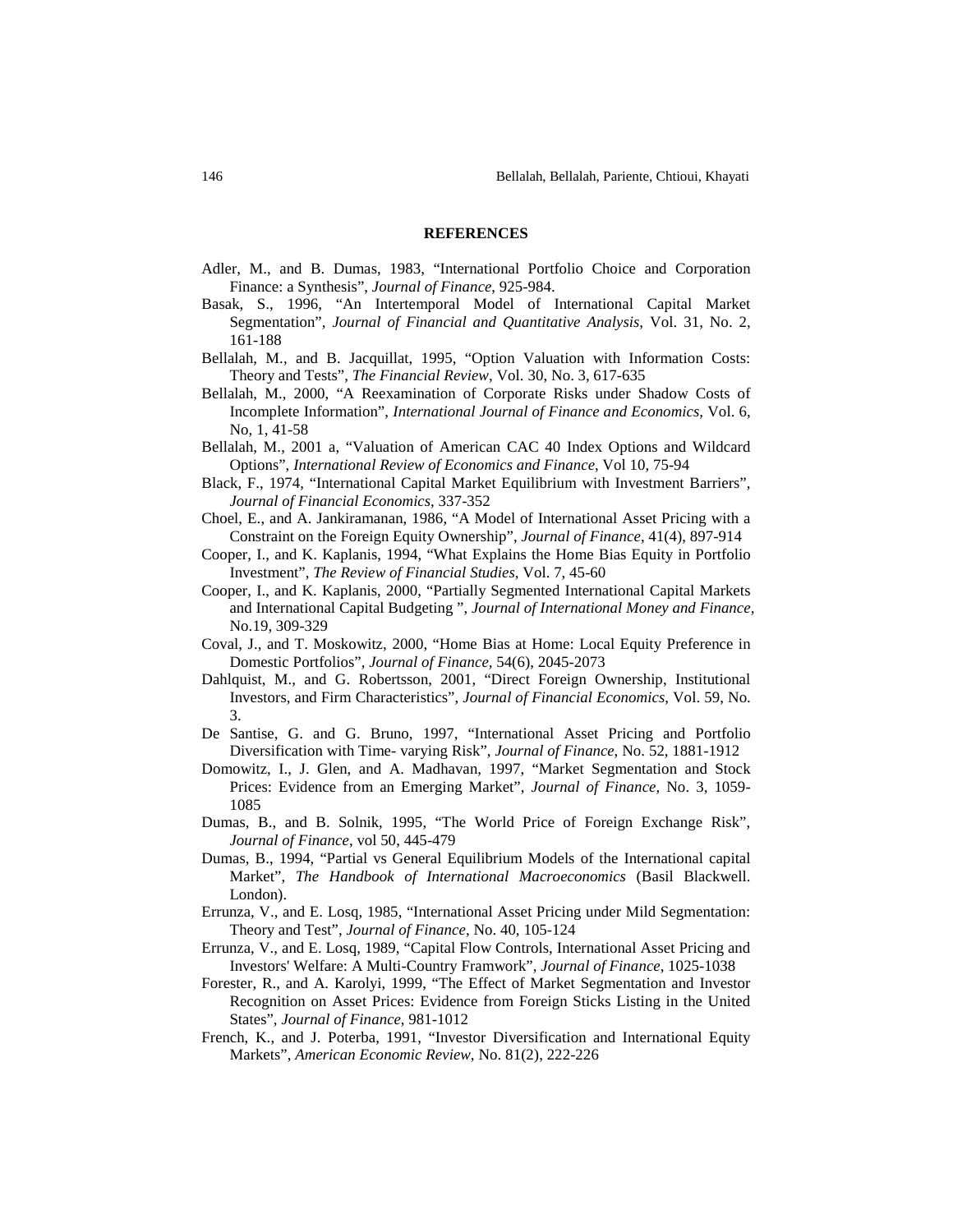## REFERENCES

Adler, M., and B. Dumas, 1983, "International Portfolio Choice and Corporation Finance: a Synthesis", *Journal of Finance*, 925-984.

Basak, S., 1996, "An Intertemporal Model of International Capital Market Segmentation", *Journal of Financial and Quantitative Analysis*, Vol. 31, No. 2, 161-188

Bellalah, M., and B. Jacquillat, 1995, "Option Valuation with Information Costs: Theory and Tests", *The Financial Review*, Vol. 30, No. 3, 617-635

Bellalah, M., 2000, "A Reexamination of Corporate Risks under Shadow Costs of Incomplete Information", *International Journal of Finance and Economics*, Vol. 6, No, 1, 41-58

Bellalah, M., 2001 a, "Valuation of American CAC 40 Index Options and Wildcard Options", *International Review of Economics and Finance*, Vol 10, 75-94

Black, F., 1974, "International Capital Market Equilibrium with Investment Barriers", *Journal of Financial Economics*, 337-352

Choel, E., and A. Jankiramanan, 1986, "A Model of International Asset Pricing with a Constraint on the Foreign Equity Ownership", *Journal of Finance*, 41(4), 897-914

Cooper, I., and K. Kaplanis, 1994, "What Explains the Home Bias Equity in Portfolio Investment", *The Review of Financial Studies*, Vol. 7, 45-60

Cooper, I., and K. Kaplanis, 2000, "Partially Segmented International Capital Markets and International Capital Budgeting ", *Journal of International Money and Finance*, No.19, 309-329

Coval, J., and T. Moskowitz, 2000, "Home Bias at Home: Local Equity Preference in Domestic Portfolios", *Journal of Finance*, 54(6), 2045-2073

Dahlquist, M., and G. Robertsson, 2001, "Direct Foreign Ownership, Institutional Investors, and Firm Characteristics", *Journal of Financial Economics*, Vol. 59, No. 3.

De Santise, G. and G. Bruno, 1997, "International Asset Pricing and Portfolio Diversification with Time- varying Risk", *Journal of Finance*, No. 52, 1881-1912

Domowitz, I., J. Glen, and A. Madhavan, 1997, "Market Segmentation and Stock Prices: Evidence from an Emerging Market", *Journal of Finance*, No. 3, 1059-1085

Dumas, B., and B. Solnik, 1995, "The World Price of Foreign Exchange Risk", *Journal of Finance*, vol 50, 445-479

Dumas, B., 1994, "Partial vs General Equilibrium Models of the International capital Market", *The Handbook of International Macroeconomics* (Basil Blackwell. London).

Errunza, V., and E. Losq, 1985, "International Asset Pricing under Mild Segmentation: Theory and Test", *Journal of Finance*, No. 40, 105-124

Errunza, V., and E. Losq, 1989, "Capital Flow Controls, International Asset Pricing and Investors' Welfare: A Multi-Country Framwork", *Journal of Finance*, 1025-1038

Forester, R., and A. Karolyi, 1999, "The Effect of Market Segmentation and Investor Recognition on Asset Prices: Evidence from Foreign Sticks Listing in the United States", *Journal of Finance*, 981-1012

French, K., and J. Poterba, 1991, "Investor Diversification and International Equity Markets", *American Economic Review*, No. 81(2), 222-226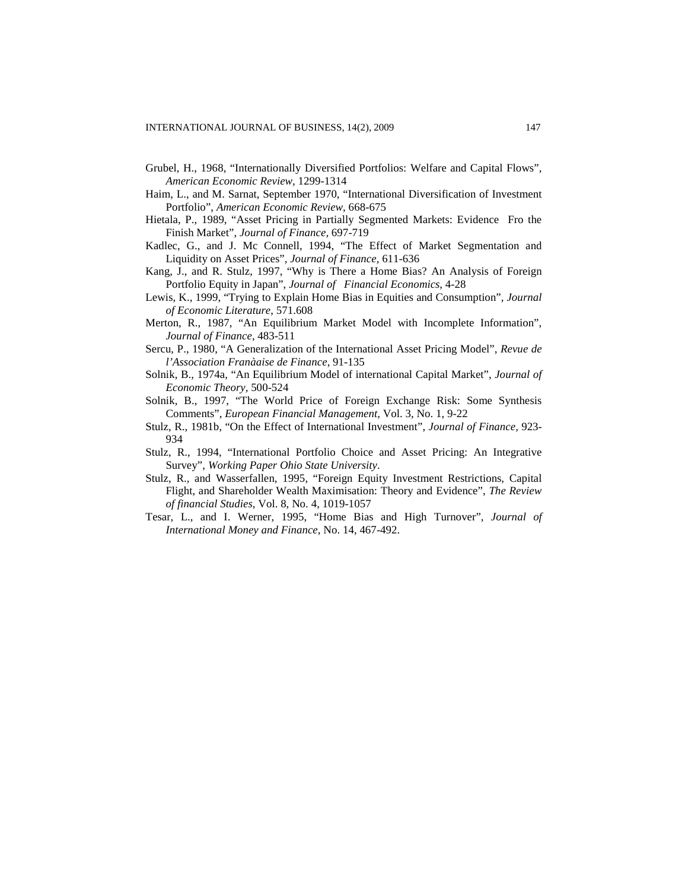Grubel, H., 1968, "Internationally Diversified Portfolios: Welfare and Capital Flows", *American Economic Review,* 1299-1314

Haim, L., and M. Sarnat, September 1970, "International Diversification of Investment Portfolio", *American Economic Review*, 668-675

Hietala, P., 1989, "Asset Pricing in Partially Segmented Markets: Evidence Fro the Finish Market", *Journal of Finance,* 697-719

Kadlec, G., and J. Mc Connell, 1994, "The Effect of Market Segmentation and Liquidity on Asset Prices", *Journal of Finance,* 611-636

Kang, J., and R. Stulz, 1997, "Why is There a Home Bias? An Analysis of Foreign Portfolio Equity in Japan", *Journal of Financial Economics,* 4-28

Lewis, K., 1999, "Trying to Explain Home Bias in Equities and Consumption", *Journal of Economic Literature,* 571.608

Merton, R., 1987, "An Equilibrium Market Model with Incomplete Information", *Journal of Finance*, 483-511

Sercu, P., 1980, "A Generalization of the International Asset Pricing Model", *Revue de l'Association Franàaise de Finance*, 91-135

Solnik, B., 1974a, "An Equilibrium Model of international Capital Market", *Journal of Economic Theory,* 500-524

Solnik, B., 1997, "The World Price of Foreign Exchange Risk: Some Synthesis Comments", *European Financial Management*, Vol. 3, No. 1, 9-22

Stulz, R., 1981b, "On the Effect of International Investment", *Journal of Finance,* 923-934

Stulz, R., 1994, "International Portfolio Choice and Asset Pricing: An Integrative Survey", *Working Paper Ohio State University*.

Stulz, R., and Wasserfallen, 1995, "Foreign Equity Investment Restrictions, Capital Flight, and Shareholder Wealth Maximisation: Theory and Evidence", *The Review of financial Studies*, Vol. 8, No. 4, 1019-1057

Tesar, L., and I. Werner, 1995, "Home Bias and High Turnover", *Journal of International Money and Finance*, No. 14, 467-492.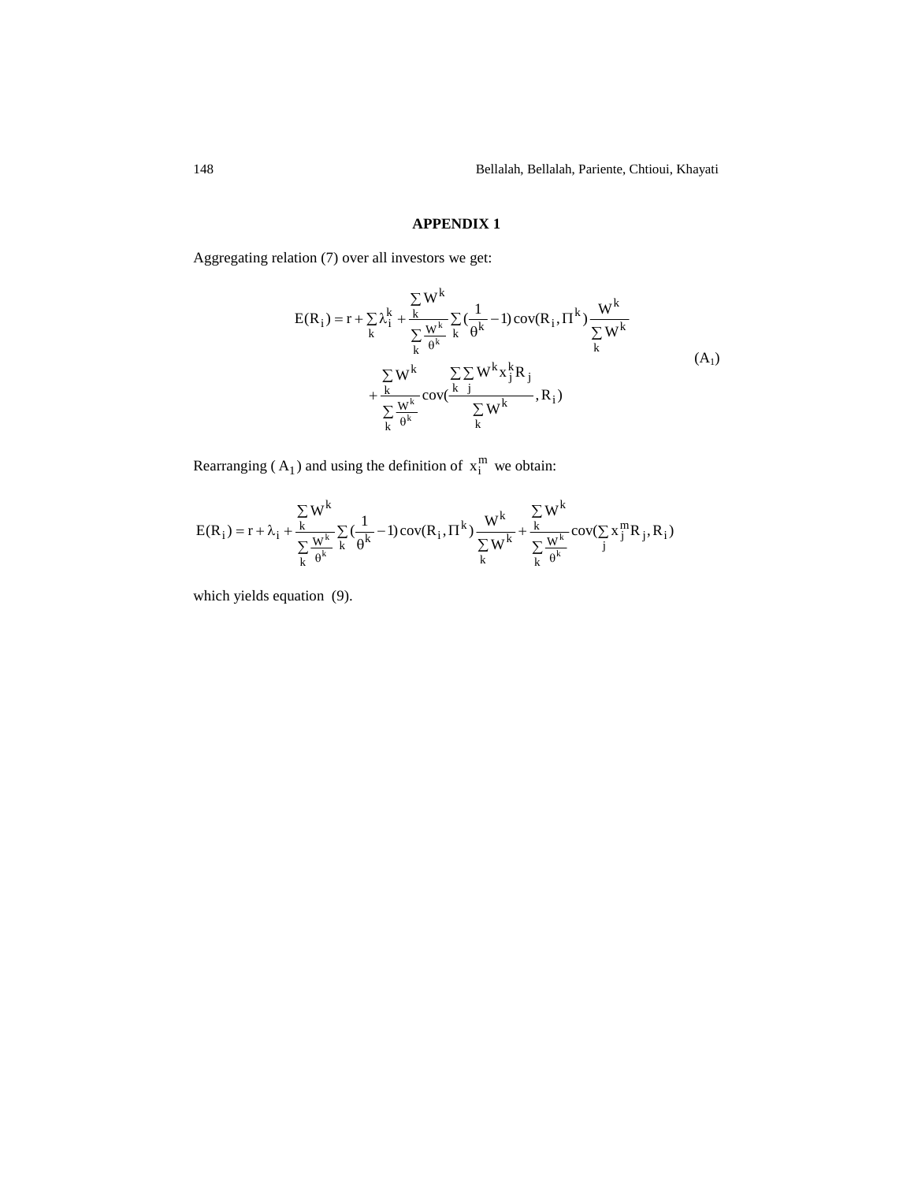## APPENDIX 1

Aggregating relation (7) over all investors we get:

$$
\begin{aligned}
E(R_i) = r + \sum_k \lambda_i^k + \frac{\sum_k W^k}{\sum_k \frac{W^k}{\theta^k}} \sum_k \left(\frac{1}{\theta^k} - 1\right) \operatorname{cov}(R_i, \Pi^k) \frac{W^k}{\sum_k W^k} \\
+ \frac{\sum_k W^k}{\sum_k \frac{W^k}{\theta^k}} \operatorname{cov}\left(\frac{\sum_k \sum_j W^k x_j^k R_j}{\sum_k W^k}, R_i\right)
\end{aligned}
\tag{A$_1$}
$$

Rearranging ( $A_1$) and using the definition of $x_i^m$ we obtain:

$$
E(R_i) = r + \lambda_i + \frac{\sum_k W^k}{\sum_k \frac{W^k}{\theta^k}} \sum_k \left(\frac{1}{\theta^k} - 1\right) \operatorname{cov}(R_i, \Pi^k) \frac{W^k}{\sum_k W^k} + \frac{\sum_k W^k}{\sum_k \frac{W^k}{\theta^k}} \operatorname{cov}\left(\sum_j x_j^m R_j, R_i\right)
$$

which yields equation (9).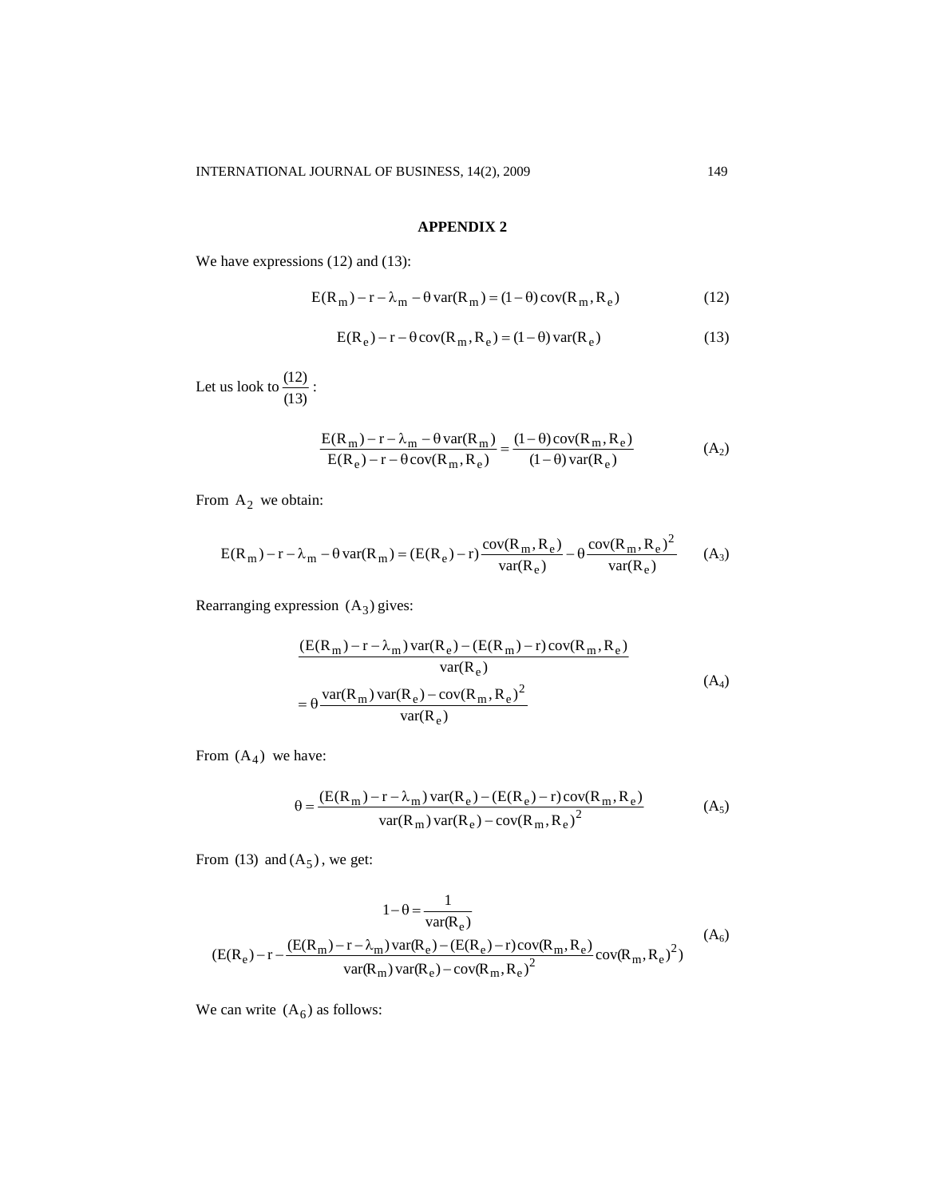## APPENDIX 2

We have expressions (12) and (13):

$$E(R_m) - r - \lambda_m - \theta \operatorname{var}(R_m) = (1-\theta)\operatorname{cov}(R_m, R_e) \tag{12}$$

$$E(R_e) - r - \theta \operatorname{cov}(R_m, R_e) = (1-\theta)\operatorname{var}(R_e) \tag{13}$$

Let us look to $\frac{(12)}{(13)}$ :

$$\frac{E(R_m) - r - \lambda_m - \theta \operatorname{var}(R_m)}{E(R_e) - r - \theta \operatorname{cov}(R_m, R_e)} = \frac{(1-\theta)\operatorname{cov}(R_m, R_e)}{(1-\theta)\operatorname{var}(R_e)} \tag{A$_2$}$$

From $A_2$ we obtain:

$$E(R_m) - r - \lambda_m - \theta \operatorname{var}(R_m) = (E(R_e) - r)\frac{\operatorname{cov}(R_m, R_e)}{\operatorname{var}(R_e)} - \theta \frac{\operatorname{cov}(R_m, R_e)^2}{\operatorname{var}(R_e)} \tag{A$_3$}$$

Rearranging expression $(A_3)$ gives:

$$\begin{aligned} &\frac{(E(R_m) - r - \lambda_m)\operatorname{var}(R_e) - (E(R_m) - r)\operatorname{cov}(R_m, R_e)}{\operatorname{var}(R_e)} \\ &= \theta \frac{\operatorname{var}(R_m)\operatorname{var}(R_e) - \operatorname{cov}(R_m, R_e)^2}{\operatorname{var}(R_e)} \end{aligned} \tag{A$_4$}$$

From $(A_4)$ we have:

$$\theta = \frac{(E(R_m) - r - \lambda_m)\operatorname{var}(R_e) - (E(R_e) - r)\operatorname{cov}(R_m, R_e)}{\operatorname{var}(R_m)\operatorname{var}(R_e) - \operatorname{cov}(R_m, R_e)^2} \tag{A$_5$}$$

From (13) and $(A_5)$, we get:

$$\begin{aligned} 1 - \theta &= \frac{1}{\operatorname{var}(R_e)} \\ &(E(R_e) - r - \frac{(E(R_m) - r - \lambda_m)\operatorname{var}(R_e) - (E(R_e) - r)\operatorname{cov}(R_m, R_e)}{\operatorname{var}(R_m)\operatorname{var}(R_e) - \operatorname{cov}(R_m, R_e)^2}\operatorname{cov}(R_m, R_e)^2) \end{aligned} \tag{A$_6$}$$

We can write $(A_6)$ as follows: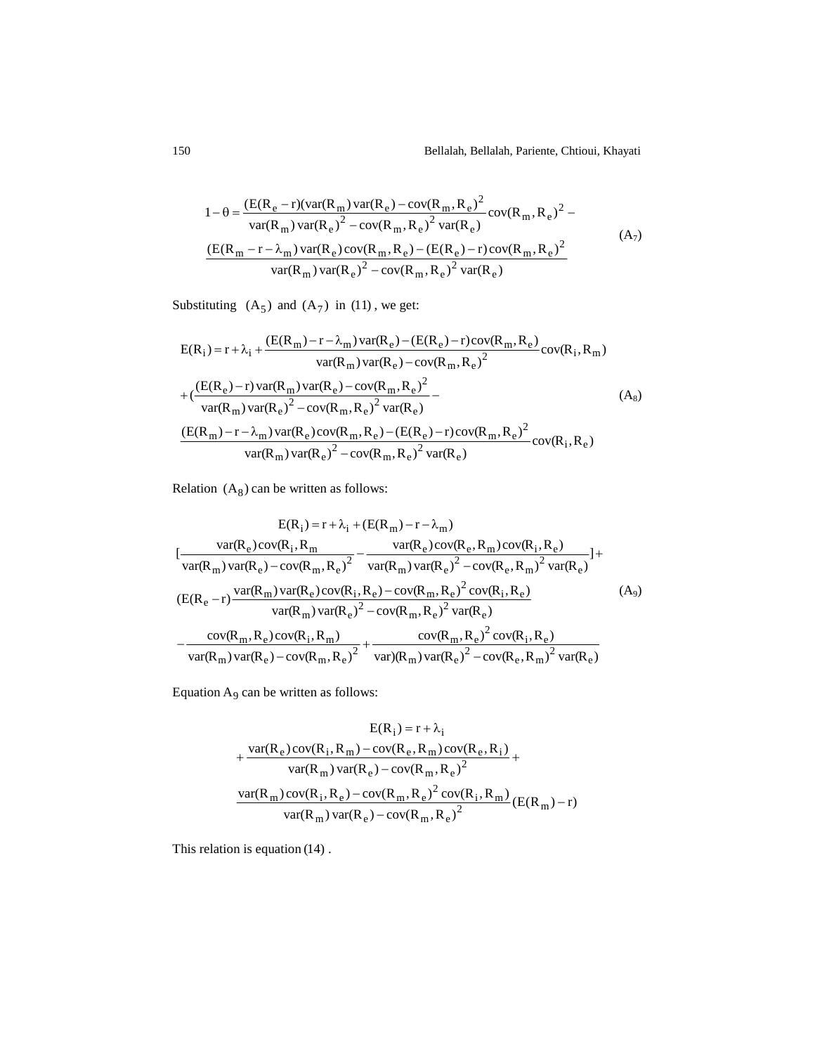$$1-\theta = \frac{(E(R_e - r)(var(R_m)\,var(R_e) - cov(R_m, R_e)^2}{var(R_m)\,var(R_e)^2 - cov(R_m, R_e)^2\,var(R_e)}cov(R_m, R_e)^2 - \frac{(E(R_m - r - \lambda_m)\,var(R_e)\,cov(R_m, R_e) - (E(R_e) - r)\,cov(R_m, R_e)^2}{var(R_m)\,var(R_e)^2 - cov(R_m, R_e)^2\,var(R_e)} \qquad (A_7)$$

Substituting $(A_5)$ and $(A_7)$ in $(11)$, we get:

$$E(R_i) = r + \lambda_i + \frac{(E(R_m) - r - \lambda_m)\,var(R_e) - (E(R_e) - r)\,cov(R_m, R_e)}{var(R_m)\,var(R_e) - cov(R_m, R_e)^2}cov(R_i, R_m) + (\frac{(E(R_e) - r)\,var(R_m)\,var(R_e) - cov(R_m, R_e)^2}{var(R_m)\,var(R_e)^2 - cov(R_m, R_e)^2\,var(R_e)} - \frac{(E(R_m) - r - \lambda_m)\,var(R_e)\,cov(R_m, R_e) - (E(R_e) - r)\,cov(R_m, R_e)^2}{var(R_m)\,var(R_e)^2 - cov(R_m, R_e)^2\,var(R_e)}cov(R_i, R_e) \qquad (A_8)$$

Relation $(A_8)$ can be written as follows:

$$E(R_i) = r + \lambda_i + (E(R_m) - r - \lambda_m) [\frac{var(R_e)\,cov(R_i, R_m}{var(R_m)\,var(R_e) - cov(R_m, R_e)^2} - \frac{var(R_e)\,cov(R_e, R_m)\,cov(R_i, R_e)}{var(R_m)\,var(R_e)^2 - cov(R_e, R_m)^2\,var(R_e)}] + (E(R_e - r)\frac{var(R_m)\,var(R_e)\,cov(R_i, R_e) - cov(R_m, R_e)^2\,cov(R_i, R_e)}{var(R_m)\,var(R_e)^2 - cov(R_m, R_e)^2\,var(R_e)} - \frac{cov(R_m, R_e)\,cov(R_i, R_m)}{var(R_m)\,var(R_e) - cov(R_m, R_e)^2} + \frac{cov(R_m, R_e)^2\,cov(R_i, R_e)}{var)(R_m)\,var(R_e)^2 - cov(R_e, R_m)^2\,var(R_e)} \qquad (A_9)$$

Equation $A_9$ can be written as follows:

$$E(R_i) = r + \lambda_i + \frac{var(R_e)\,cov(R_i, R_m) - cov(R_e, R_m)\,cov(R_e, R_i)}{var(R_m)\,var(R_e) - cov(R_m, R_e)^2} + \frac{var(R_m)\,cov(R_i, R_e) - cov(R_m, R_e)^2\,cov(R_i, R_m)}{var(R_m)\,var(R_e) - cov(R_m, R_e)^2}(E(R_m) - r)$$

This relation is equation $(14)$.